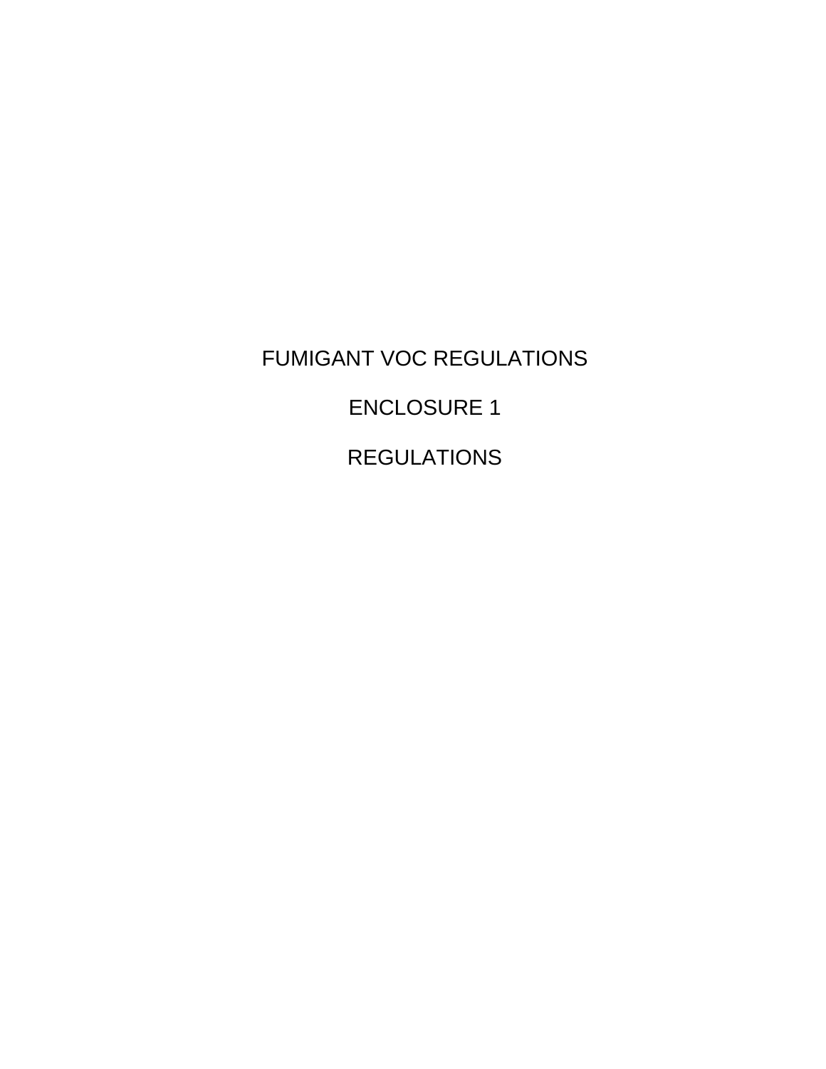# FUMIGANT VOC REGULATIONS

# ENCLOSURE 1

# REGULATIONS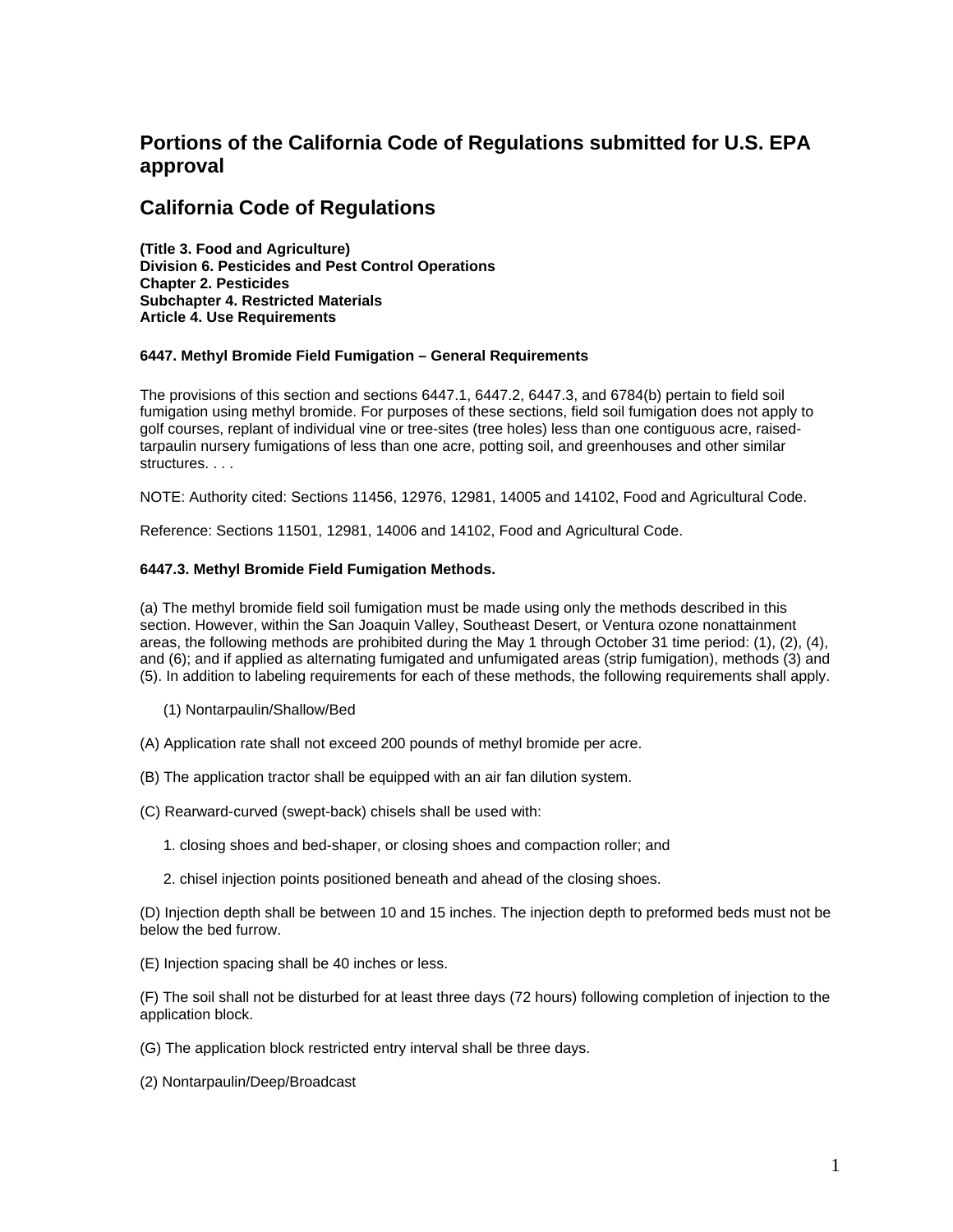# Portions of the California Code of Regulations submitted for U.S. EPA approval

## California Code of Regulations

**(Title 3. Food and Agriculture)**
**Division 6. Pesticides and Pest Control Operations**
**Chapter 2. Pesticides**
**Subchapter 4. Restricted Materials**
**Article 4. Use Requirements**

#### 6447. Methyl Bromide Field Fumigation – General Requirements

The provisions of this section and sections 6447.1, 6447.2, 6447.3, and 6784(b) pertain to field soil fumigation using methyl bromide. For purposes of these sections, field soil fumigation does not apply to golf courses, replant of individual vine or tree-sites (tree holes) less than one contiguous acre, raised-tarpaulin nursery fumigations of less than one acre, potting soil, and greenhouses and other similar structures. . . .

NOTE: Authority cited: Sections 11456, 12976, 12981, 14005 and 14102, Food and Agricultural Code.

Reference: Sections 11501, 12981, 14006 and 14102, Food and Agricultural Code.

#### 6447.3. Methyl Bromide Field Fumigation Methods.

(a) The methyl bromide field soil fumigation must be made using only the methods described in this section. However, within the San Joaquin Valley, Southeast Desert, or Ventura ozone nonattainment areas, the following methods are prohibited during the May 1 through October 31 time period: (1), (2), (4), and (6); and if applied as alternating fumigated and unfumigated areas (strip fumigation), methods (3) and (5). In addition to labeling requirements for each of these methods, the following requirements shall apply.

(1) Nontarpaulin/Shallow/Bed

(A) Application rate shall not exceed 200 pounds of methyl bromide per acre.

(B) The application tractor shall be equipped with an air fan dilution system.

(C) Rearward-curved (swept-back) chisels shall be used with:

1. closing shoes and bed-shaper, or closing shoes and compaction roller; and

2. chisel injection points positioned beneath and ahead of the closing shoes.

(D) Injection depth shall be between 10 and 15 inches. The injection depth to preformed beds must not be below the bed furrow.

(E) Injection spacing shall be 40 inches or less.

(F) The soil shall not be disturbed for at least three days (72 hours) following completion of injection to the application block.

(G) The application block restricted entry interval shall be three days.

(2) Nontarpaulin/Deep/Broadcast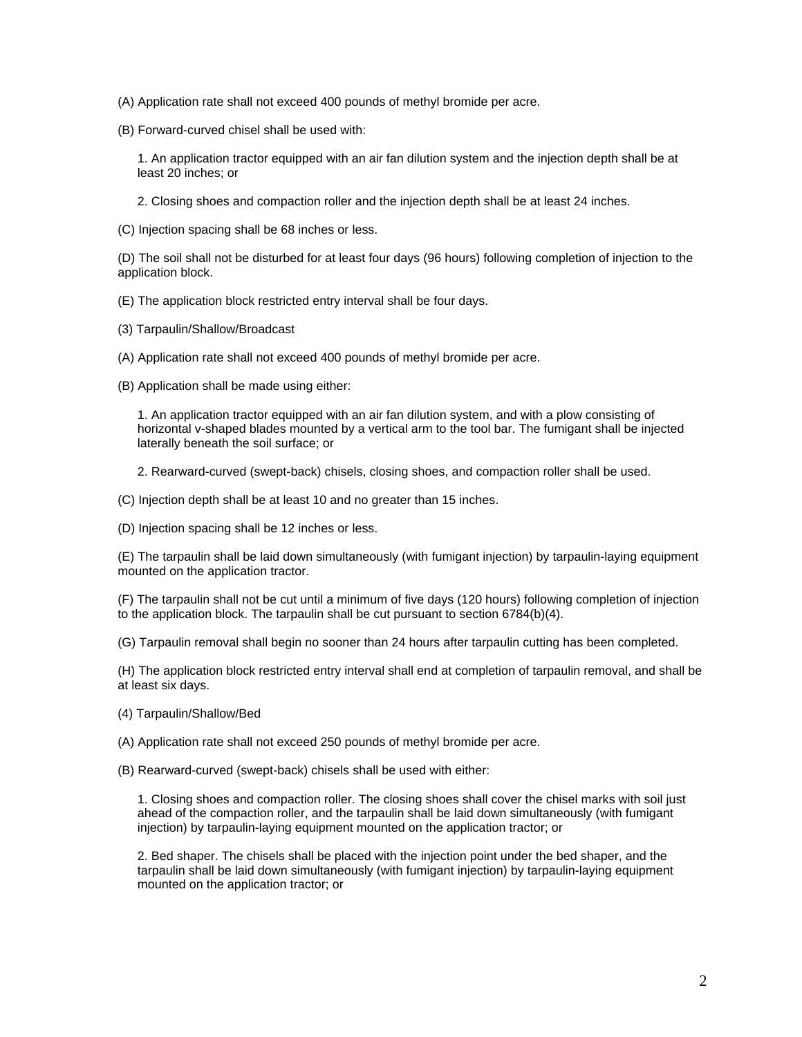(A) Application rate shall not exceed 400 pounds of methyl bromide per acre.

(B) Forward-curved chisel shall be used with:

1. An application tractor equipped with an air fan dilution system and the injection depth shall be at least 20 inches; or

2. Closing shoes and compaction roller and the injection depth shall be at least 24 inches.

(C) Injection spacing shall be 68 inches or less.

(D) The soil shall not be disturbed for at least four days (96 hours) following completion of injection to the application block.

(E) The application block restricted entry interval shall be four days.

(3) Tarpaulin/Shallow/Broadcast

(A) Application rate shall not exceed 400 pounds of methyl bromide per acre.

(B) Application shall be made using either:

1. An application tractor equipped with an air fan dilution system, and with a plow consisting of horizontal v-shaped blades mounted by a vertical arm to the tool bar. The fumigant shall be injected laterally beneath the soil surface; or

2. Rearward-curved (swept-back) chisels, closing shoes, and compaction roller shall be used.

(C) Injection depth shall be at least 10 and no greater than 15 inches.

(D) Injection spacing shall be 12 inches or less.

(E) The tarpaulin shall be laid down simultaneously (with fumigant injection) by tarpaulin-laying equipment mounted on the application tractor.

(F) The tarpaulin shall not be cut until a minimum of five days (120 hours) following completion of injection to the application block. The tarpaulin shall be cut pursuant to section 6784(b)(4).

(G) Tarpaulin removal shall begin no sooner than 24 hours after tarpaulin cutting has been completed.

(H) The application block restricted entry interval shall end at completion of tarpaulin removal, and shall be at least six days.

(4) Tarpaulin/Shallow/Bed

(A) Application rate shall not exceed 250 pounds of methyl bromide per acre.

(B) Rearward-curved (swept-back) chisels shall be used with either:

1. Closing shoes and compaction roller. The closing shoes shall cover the chisel marks with soil just ahead of the compaction roller, and the tarpaulin shall be laid down simultaneously (with fumigant injection) by tarpaulin-laying equipment mounted on the application tractor; or

2. Bed shaper. The chisels shall be placed with the injection point under the bed shaper, and the tarpaulin shall be laid down simultaneously (with fumigant injection) by tarpaulin-laying equipment mounted on the application tractor; or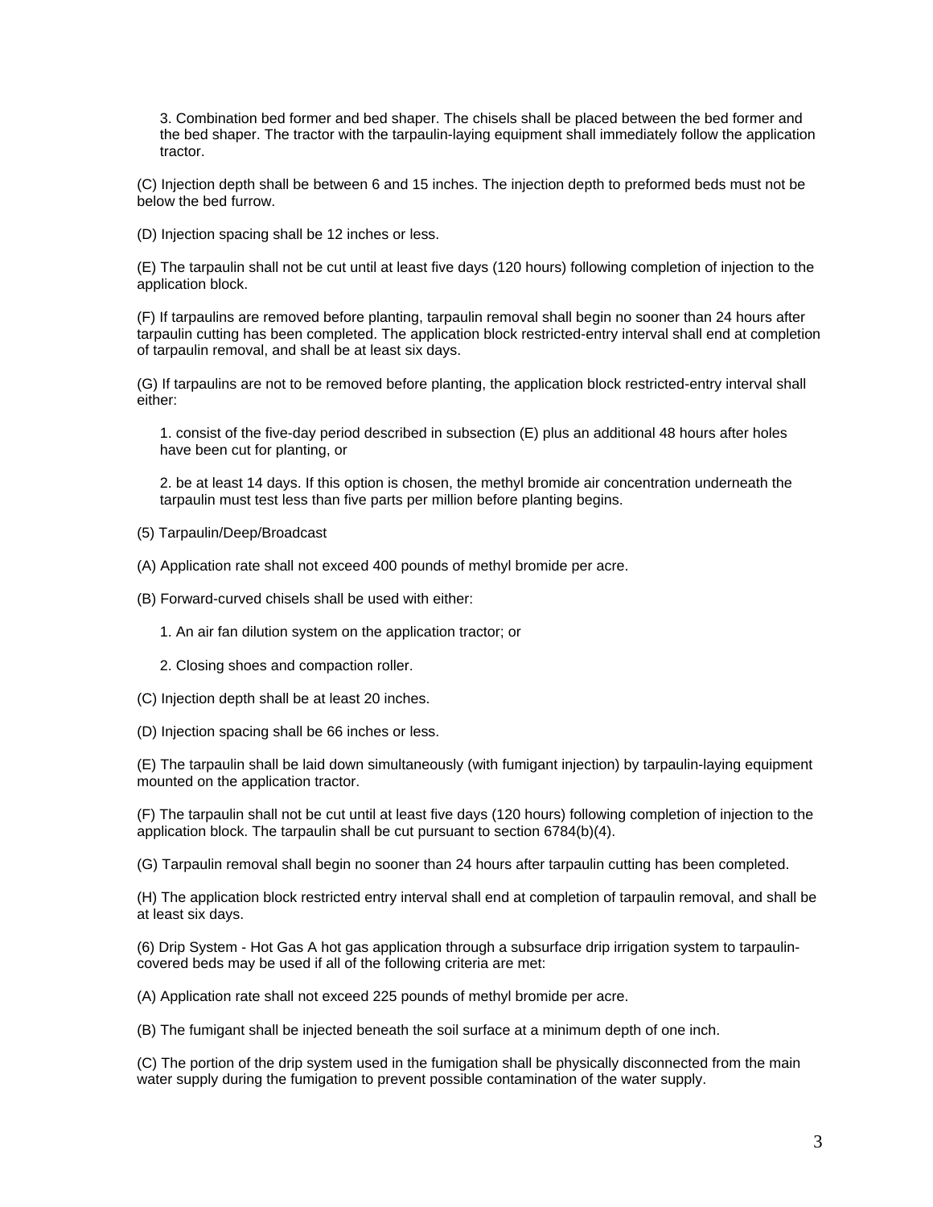3. Combination bed former and bed shaper. The chisels shall be placed between the bed former and the bed shaper. The tractor with the tarpaulin-laying equipment shall immediately follow the application tractor.

(C) Injection depth shall be between 6 and 15 inches. The injection depth to preformed beds must not be below the bed furrow.

(D) Injection spacing shall be 12 inches or less.

(E) The tarpaulin shall not be cut until at least five days (120 hours) following completion of injection to the application block.

(F) If tarpaulins are removed before planting, tarpaulin removal shall begin no sooner than 24 hours after tarpaulin cutting has been completed. The application block restricted-entry interval shall end at completion of tarpaulin removal, and shall be at least six days.

(G) If tarpaulins are not to be removed before planting, the application block restricted-entry interval shall either:

1. consist of the five-day period described in subsection (E) plus an additional 48 hours after holes have been cut for planting, or

2. be at least 14 days. If this option is chosen, the methyl bromide air concentration underneath the tarpaulin must test less than five parts per million before planting begins.

(5) Tarpaulin/Deep/Broadcast

(A) Application rate shall not exceed 400 pounds of methyl bromide per acre.

(B) Forward-curved chisels shall be used with either:

1. An air fan dilution system on the application tractor; or

2. Closing shoes and compaction roller.

(C) Injection depth shall be at least 20 inches.

(D) Injection spacing shall be 66 inches or less.

(E) The tarpaulin shall be laid down simultaneously (with fumigant injection) by tarpaulin-laying equipment mounted on the application tractor.

(F) The tarpaulin shall not be cut until at least five days (120 hours) following completion of injection to the application block. The tarpaulin shall be cut pursuant to section 6784(b)(4).

(G) Tarpaulin removal shall begin no sooner than 24 hours after tarpaulin cutting has been completed.

(H) The application block restricted entry interval shall end at completion of tarpaulin removal, and shall be at least six days.

(6) Drip System - Hot Gas A hot gas application through a subsurface drip irrigation system to tarpaulin-covered beds may be used if all of the following criteria are met:

(A) Application rate shall not exceed 225 pounds of methyl bromide per acre.

(B) The fumigant shall be injected beneath the soil surface at a minimum depth of one inch.

(C) The portion of the drip system used in the fumigation shall be physically disconnected from the main water supply during the fumigation to prevent possible contamination of the water supply.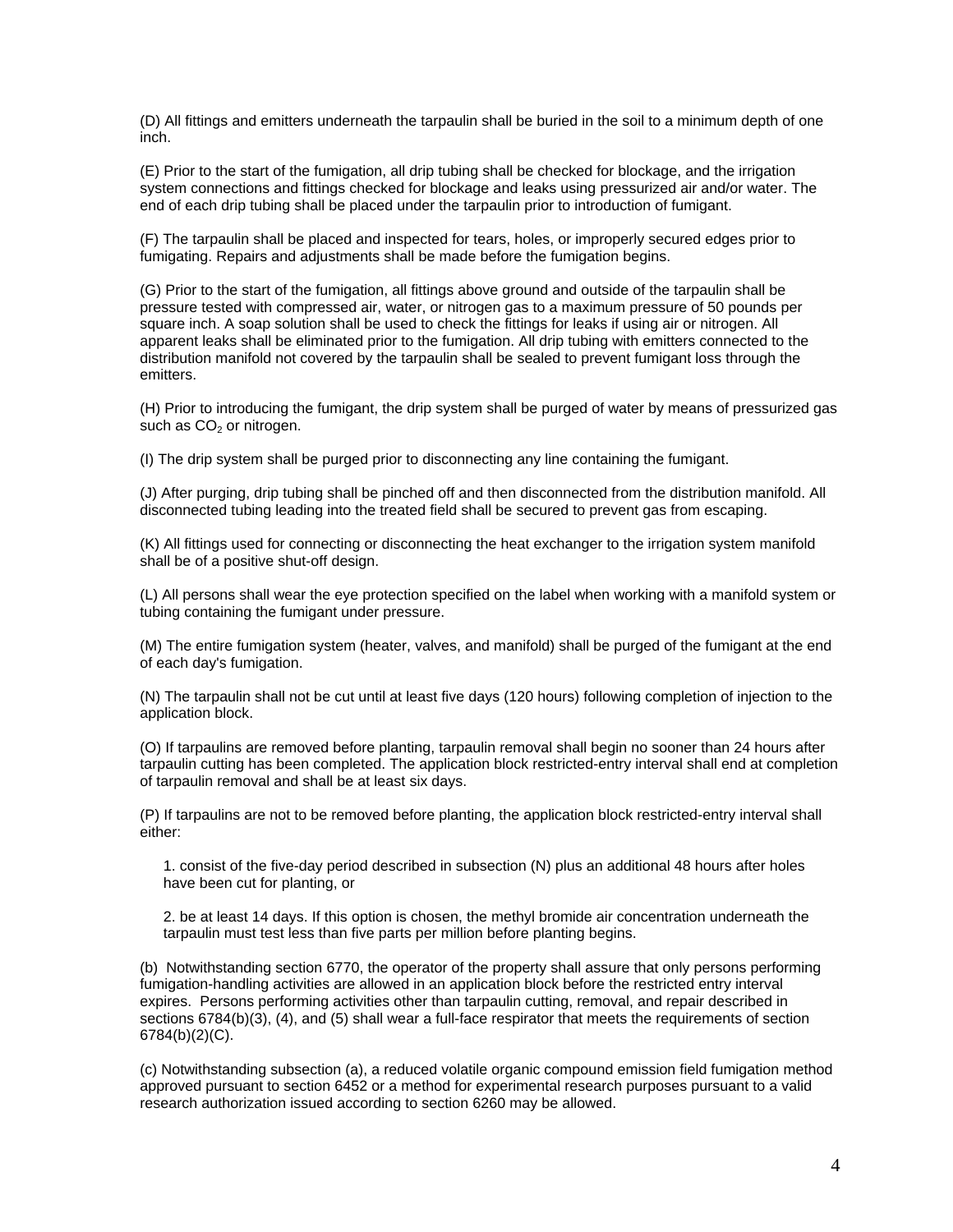(D) All fittings and emitters underneath the tarpaulin shall be buried in the soil to a minimum depth of one inch.

(E) Prior to the start of the fumigation, all drip tubing shall be checked for blockage, and the irrigation system connections and fittings checked for blockage and leaks using pressurized air and/or water. The end of each drip tubing shall be placed under the tarpaulin prior to introduction of fumigant.

(F) The tarpaulin shall be placed and inspected for tears, holes, or improperly secured edges prior to fumigating. Repairs and adjustments shall be made before the fumigation begins.

(G) Prior to the start of the fumigation, all fittings above ground and outside of the tarpaulin shall be pressure tested with compressed air, water, or nitrogen gas to a maximum pressure of 50 pounds per square inch. A soap solution shall be used to check the fittings for leaks if using air or nitrogen. All apparent leaks shall be eliminated prior to the fumigation. All drip tubing with emitters connected to the distribution manifold not covered by the tarpaulin shall be sealed to prevent fumigant loss through the emitters.

(H) Prior to introducing the fumigant, the drip system shall be purged of water by means of pressurized gas such as $CO_2$ or nitrogen.

(I) The drip system shall be purged prior to disconnecting any line containing the fumigant.

(J) After purging, drip tubing shall be pinched off and then disconnected from the distribution manifold. All disconnected tubing leading into the treated field shall be secured to prevent gas from escaping.

(K) All fittings used for connecting or disconnecting the heat exchanger to the irrigation system manifold shall be of a positive shut-off design.

(L) All persons shall wear the eye protection specified on the label when working with a manifold system or tubing containing the fumigant under pressure.

(M) The entire fumigation system (heater, valves, and manifold) shall be purged of the fumigant at the end of each day's fumigation.

(N) The tarpaulin shall not be cut until at least five days (120 hours) following completion of injection to the application block.

(O) If tarpaulins are removed before planting, tarpaulin removal shall begin no sooner than 24 hours after tarpaulin cutting has been completed. The application block restricted-entry interval shall end at completion of tarpaulin removal and shall be at least six days.

(P) If tarpaulins are not to be removed before planting, the application block restricted-entry interval shall either:

1. consist of the five-day period described in subsection (N) plus an additional 48 hours after holes have been cut for planting, or

2. be at least 14 days. If this option is chosen, the methyl bromide air concentration underneath the tarpaulin must test less than five parts per million before planting begins.

(b) Notwithstanding section 6770, the operator of the property shall assure that only persons performing fumigation-handling activities are allowed in an application block before the restricted entry interval expires. Persons performing activities other than tarpaulin cutting, removal, and repair described in sections 6784(b)(3), (4), and (5) shall wear a full-face respirator that meets the requirements of section 6784(b)(2)(C).

(c) Notwithstanding subsection (a), a reduced volatile organic compound emission field fumigation method approved pursuant to section 6452 or a method for experimental research purposes pursuant to a valid research authorization issued according to section 6260 may be allowed.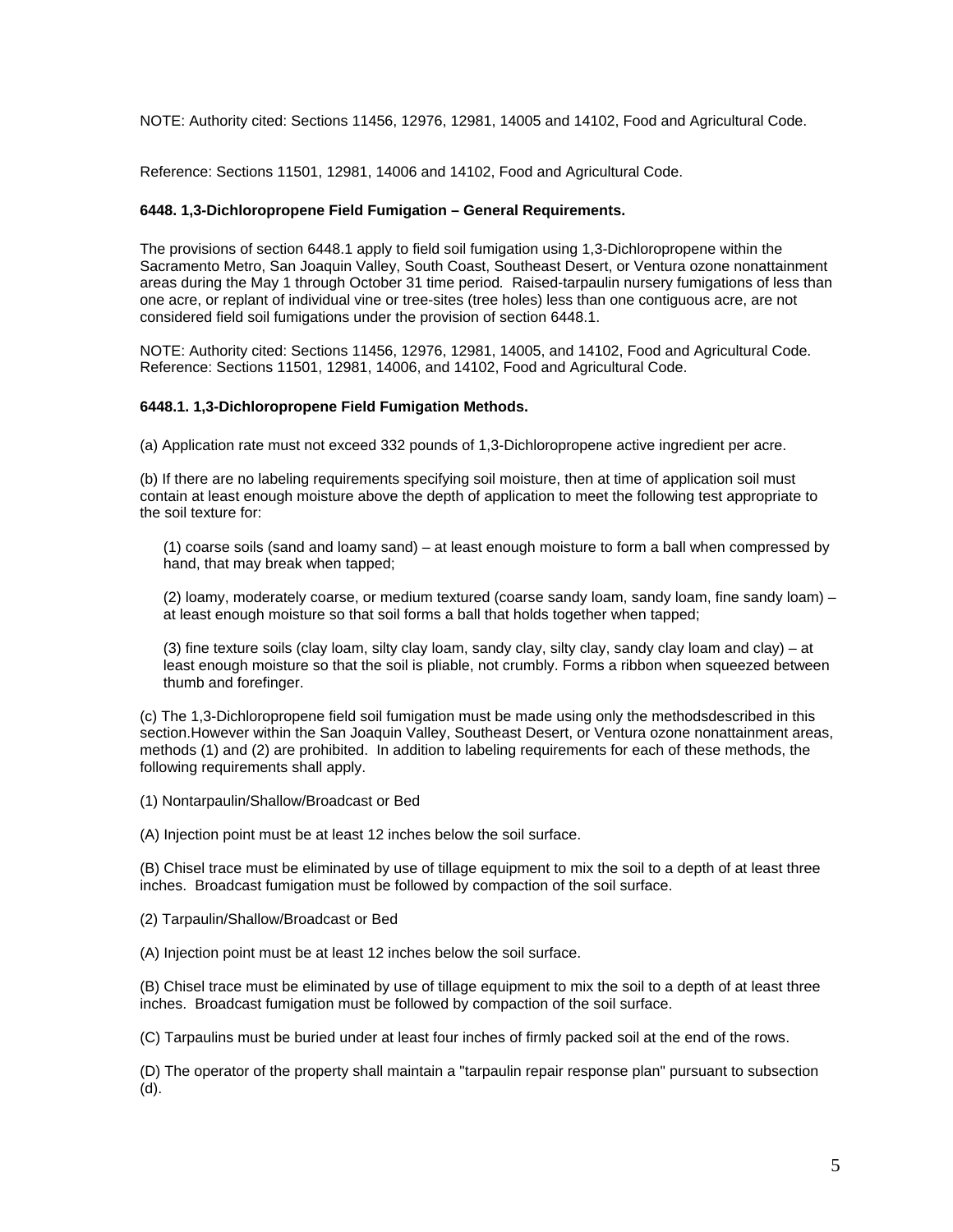NOTE: Authority cited: Sections 11456, 12976, 12981, 14005 and 14102, Food and Agricultural Code.

Reference: Sections 11501, 12981, 14006 and 14102, Food and Agricultural Code.

**6448. 1,3-Dichloropropene Field Fumigation – General Requirements.**

The provisions of section 6448.1 apply to field soil fumigation using 1,3-Dichloropropene within the Sacramento Metro, San Joaquin Valley, South Coast, Southeast Desert, or Ventura ozone nonattainment areas during the May 1 through October 31 time period. Raised-tarpaulin nursery fumigations of less than one acre, or replant of individual vine or tree-sites (tree holes) less than one contiguous acre, are not considered field soil fumigations under the provision of section 6448.1.

NOTE: Authority cited: Sections 11456, 12976, 12981, 14005, and 14102, Food and Agricultural Code. Reference: Sections 11501, 12981, 14006, and 14102, Food and Agricultural Code.

**6448.1. 1,3-Dichloropropene Field Fumigation Methods.**

(a) Application rate must not exceed 332 pounds of 1,3-Dichloropropene active ingredient per acre.

(b) If there are no labeling requirements specifying soil moisture, then at time of application soil must contain at least enough moisture above the depth of application to meet the following test appropriate to the soil texture for:

(1) coarse soils (sand and loamy sand) – at least enough moisture to form a ball when compressed by hand, that may break when tapped;

(2) loamy, moderately coarse, or medium textured (coarse sandy loam, sandy loam, fine sandy loam) – at least enough moisture so that soil forms a ball that holds together when tapped;

(3) fine texture soils (clay loam, silty clay loam, sandy clay, silty clay, sandy clay loam and clay) – at least enough moisture so that the soil is pliable, not crumbly. Forms a ribbon when squeezed between thumb and forefinger.

(c) The 1,3-Dichloropropene field soil fumigation must be made using only the methodsdescribed in this section.However within the San Joaquin Valley, Southeast Desert, or Ventura ozone nonattainment areas, methods (1) and (2) are prohibited. In addition to labeling requirements for each of these methods, the following requirements shall apply.

(1) Nontarpaulin/Shallow/Broadcast or Bed

(A) Injection point must be at least 12 inches below the soil surface.

(B) Chisel trace must be eliminated by use of tillage equipment to mix the soil to a depth of at least three inches. Broadcast fumigation must be followed by compaction of the soil surface.

(2) Tarpaulin/Shallow/Broadcast or Bed

(A) Injection point must be at least 12 inches below the soil surface.

(B) Chisel trace must be eliminated by use of tillage equipment to mix the soil to a depth of at least three inches. Broadcast fumigation must be followed by compaction of the soil surface.

(C) Tarpaulins must be buried under at least four inches of firmly packed soil at the end of the rows.

(D) The operator of the property shall maintain a "tarpaulin repair response plan" pursuant to subsection (d).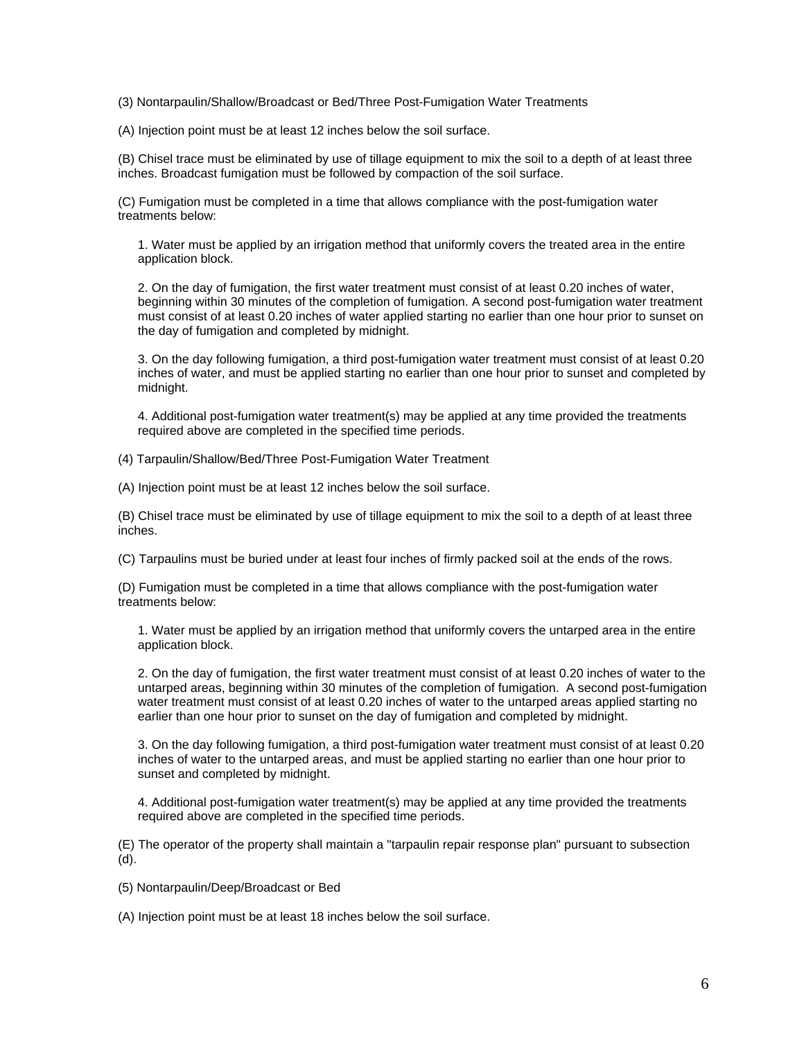(3) Nontarpaulin/Shallow/Broadcast or Bed/Three Post-Fumigation Water Treatments

(A) Injection point must be at least 12 inches below the soil surface.

(B) Chisel trace must be eliminated by use of tillage equipment to mix the soil to a depth of at least three inches. Broadcast fumigation must be followed by compaction of the soil surface.

(C) Fumigation must be completed in a time that allows compliance with the post-fumigation water treatments below:

1. Water must be applied by an irrigation method that uniformly covers the treated area in the entire application block.

2. On the day of fumigation, the first water treatment must consist of at least 0.20 inches of water, beginning within 30 minutes of the completion of fumigation. A second post-fumigation water treatment must consist of at least 0.20 inches of water applied starting no earlier than one hour prior to sunset on the day of fumigation and completed by midnight.

3. On the day following fumigation, a third post-fumigation water treatment must consist of at least 0.20 inches of water, and must be applied starting no earlier than one hour prior to sunset and completed by midnight.

4. Additional post-fumigation water treatment(s) may be applied at any time provided the treatments required above are completed in the specified time periods.

(4) Tarpaulin/Shallow/Bed/Three Post-Fumigation Water Treatment

(A) Injection point must be at least 12 inches below the soil surface.

(B) Chisel trace must be eliminated by use of tillage equipment to mix the soil to a depth of at least three inches.

(C) Tarpaulins must be buried under at least four inches of firmly packed soil at the ends of the rows.

(D) Fumigation must be completed in a time that allows compliance with the post-fumigation water treatments below:

1. Water must be applied by an irrigation method that uniformly covers the untarped area in the entire application block.

2. On the day of fumigation, the first water treatment must consist of at least 0.20 inches of water to the untarped areas, beginning within 30 minutes of the completion of fumigation. A second post-fumigation water treatment must consist of at least 0.20 inches of water to the untarped areas applied starting no earlier than one hour prior to sunset on the day of fumigation and completed by midnight.

3. On the day following fumigation, a third post-fumigation water treatment must consist of at least 0.20 inches of water to the untarped areas, and must be applied starting no earlier than one hour prior to sunset and completed by midnight.

4. Additional post-fumigation water treatment(s) may be applied at any time provided the treatments required above are completed in the specified time periods.

(E) The operator of the property shall maintain a "tarpaulin repair response plan" pursuant to subsection (d).

(5) Nontarpaulin/Deep/Broadcast or Bed

(A) Injection point must be at least 18 inches below the soil surface.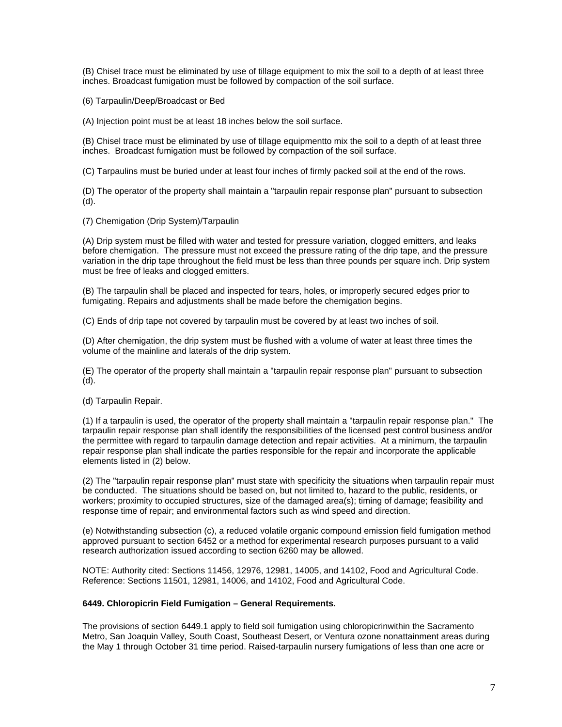(B) Chisel trace must be eliminated by use of tillage equipment to mix the soil to a depth of at least three inches. Broadcast fumigation must be followed by compaction of the soil surface.

(6) Tarpaulin/Deep/Broadcast or Bed

(A) Injection point must be at least 18 inches below the soil surface.

(B) Chisel trace must be eliminated by use of tillage equipmentto mix the soil to a depth of at least three inches. Broadcast fumigation must be followed by compaction of the soil surface.

(C) Tarpaulins must be buried under at least four inches of firmly packed soil at the end of the rows.

(D) The operator of the property shall maintain a "tarpaulin repair response plan" pursuant to subsection (d).

(7) Chemigation (Drip System)/Tarpaulin

(A) Drip system must be filled with water and tested for pressure variation, clogged emitters, and leaks before chemigation. The pressure must not exceed the pressure rating of the drip tape, and the pressure variation in the drip tape throughout the field must be less than three pounds per square inch. Drip system must be free of leaks and clogged emitters.

(B) The tarpaulin shall be placed and inspected for tears, holes, or improperly secured edges prior to fumigating. Repairs and adjustments shall be made before the chemigation begins.

(C) Ends of drip tape not covered by tarpaulin must be covered by at least two inches of soil.

(D) After chemigation, the drip system must be flushed with a volume of water at least three times the volume of the mainline and laterals of the drip system.

(E) The operator of the property shall maintain a "tarpaulin repair response plan" pursuant to subsection (d).

(d) Tarpaulin Repair.

(1) If a tarpaulin is used, the operator of the property shall maintain a "tarpaulin repair response plan." The tarpaulin repair response plan shall identify the responsibilities of the licensed pest control business and/or the permittee with regard to tarpaulin damage detection and repair activities. At a minimum, the tarpaulin repair response plan shall indicate the parties responsible for the repair and incorporate the applicable elements listed in (2) below.

(2) The "tarpaulin repair response plan" must state with specificity the situations when tarpaulin repair must be conducted. The situations should be based on, but not limited to, hazard to the public, residents, or workers; proximity to occupied structures, size of the damaged area(s); timing of damage; feasibility and response time of repair; and environmental factors such as wind speed and direction.

(e) Notwithstanding subsection (c), a reduced volatile organic compound emission field fumigation method approved pursuant to section 6452 or a method for experimental research purposes pursuant to a valid research authorization issued according to section 6260 may be allowed.

NOTE: Authority cited: Sections 11456, 12976, 12981, 14005, and 14102, Food and Agricultural Code. Reference: Sections 11501, 12981, 14006, and 14102, Food and Agricultural Code.

**6449. Chloropicrin Field Fumigation – General Requirements.**

The provisions of section 6449.1 apply to field soil fumigation using chloropicrinwithin the Sacramento Metro, San Joaquin Valley, South Coast, Southeast Desert, or Ventura ozone nonattainment areas during the May 1 through October 31 time period. Raised-tarpaulin nursery fumigations of less than one acre or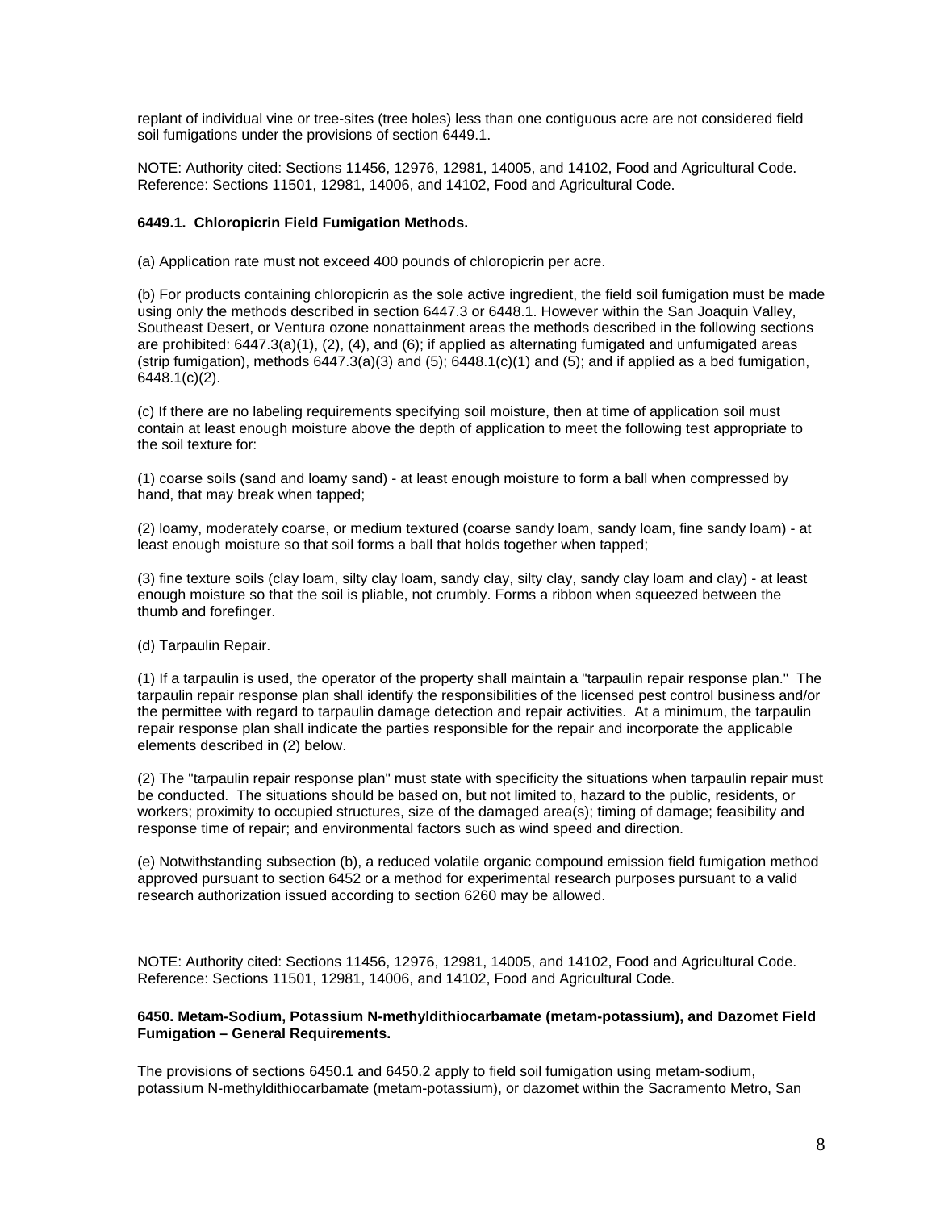replant of individual vine or tree-sites (tree holes) less than one contiguous acre are not considered field soil fumigations under the provisions of section 6449.1.

NOTE: Authority cited: Sections 11456, 12976, 12981, 14005, and 14102, Food and Agricultural Code. Reference: Sections 11501, 12981, 14006, and 14102, Food and Agricultural Code.

**6449.1. Chloropicrin Field Fumigation Methods.**

(a) Application rate must not exceed 400 pounds of chloropicrin per acre.

(b) For products containing chloropicrin as the sole active ingredient, the field soil fumigation must be made using only the methods described in section 6447.3 or 6448.1. However within the San Joaquin Valley, Southeast Desert, or Ventura ozone nonattainment areas the methods described in the following sections are prohibited: 6447.3(a)(1), (2), (4), and (6); if applied as alternating fumigated and unfumigated areas (strip fumigation), methods 6447.3(a)(3) and (5); 6448.1(c)(1) and (5); and if applied as a bed fumigation, 6448.1(c)(2).

(c) If there are no labeling requirements specifying soil moisture, then at time of application soil must contain at least enough moisture above the depth of application to meet the following test appropriate to the soil texture for:

(1) coarse soils (sand and loamy sand) - at least enough moisture to form a ball when compressed by hand, that may break when tapped;

(2) loamy, moderately coarse, or medium textured (coarse sandy loam, sandy loam, fine sandy loam) - at least enough moisture so that soil forms a ball that holds together when tapped;

(3) fine texture soils (clay loam, silty clay loam, sandy clay, silty clay, sandy clay loam and clay) - at least enough moisture so that the soil is pliable, not crumbly. Forms a ribbon when squeezed between the thumb and forefinger.

(d) Tarpaulin Repair.

(1) If a tarpaulin is used, the operator of the property shall maintain a "tarpaulin repair response plan." The tarpaulin repair response plan shall identify the responsibilities of the licensed pest control business and/or the permittee with regard to tarpaulin damage detection and repair activities. At a minimum, the tarpaulin repair response plan shall indicate the parties responsible for the repair and incorporate the applicable elements described in (2) below.

(2) The "tarpaulin repair response plan" must state with specificity the situations when tarpaulin repair must be conducted. The situations should be based on, but not limited to, hazard to the public, residents, or workers; proximity to occupied structures, size of the damaged area(s); timing of damage; feasibility and response time of repair; and environmental factors such as wind speed and direction.

(e) Notwithstanding subsection (b), a reduced volatile organic compound emission field fumigation method approved pursuant to section 6452 or a method for experimental research purposes pursuant to a valid research authorization issued according to section 6260 may be allowed.

NOTE: Authority cited: Sections 11456, 12976, 12981, 14005, and 14102, Food and Agricultural Code. Reference: Sections 11501, 12981, 14006, and 14102, Food and Agricultural Code.

**6450. Metam-Sodium, Potassium N-methyldithiocarbamate (metam-potassium), and Dazomet Field Fumigation – General Requirements.**

The provisions of sections 6450.1 and 6450.2 apply to field soil fumigation using metam-sodium, potassium N-methyldithiocarbamate (metam-potassium), or dazomet within the Sacramento Metro, San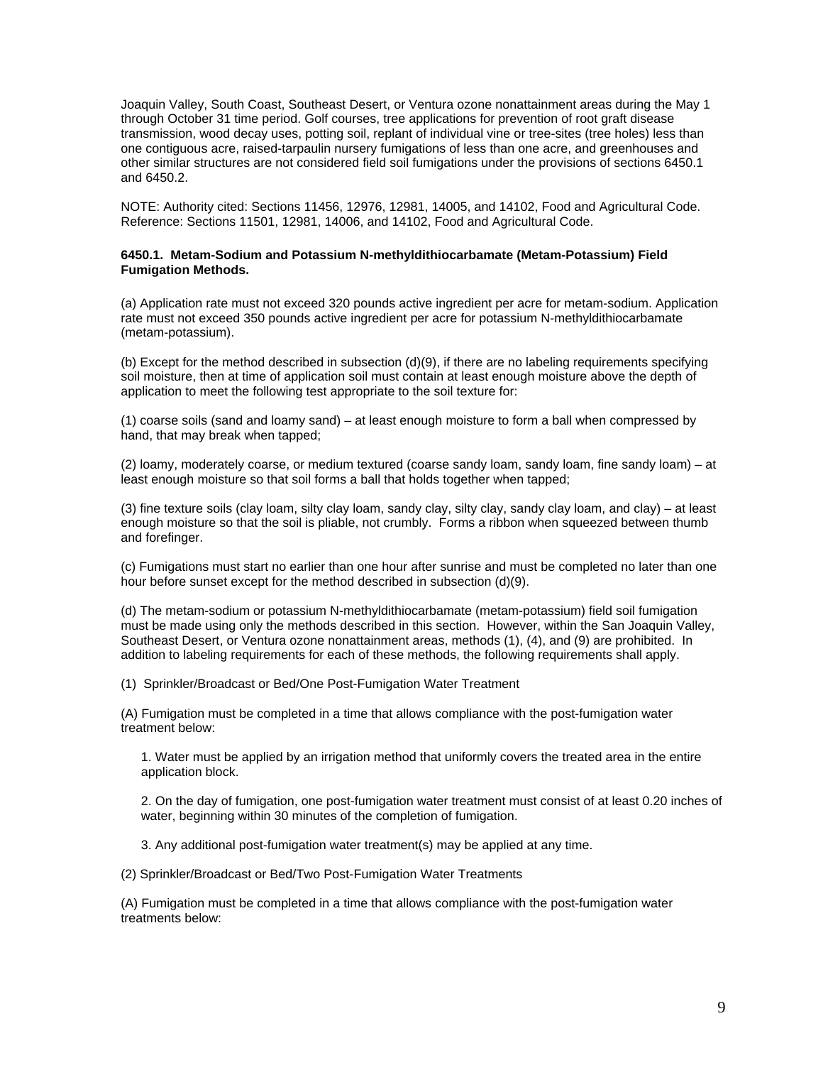Joaquin Valley, South Coast, Southeast Desert, or Ventura ozone nonattainment areas during the May 1 through October 31 time period. Golf courses, tree applications for prevention of root graft disease transmission, wood decay uses, potting soil, replant of individual vine or tree-sites (tree holes) less than one contiguous acre, raised-tarpaulin nursery fumigations of less than one acre, and greenhouses and other similar structures are not considered field soil fumigations under the provisions of sections 6450.1 and 6450.2.

NOTE: Authority cited: Sections 11456, 12976, 12981, 14005, and 14102, Food and Agricultural Code. Reference: Sections 11501, 12981, 14006, and 14102, Food and Agricultural Code.

**6450.1. Metam-Sodium and Potassium N-methyldithiocarbamate (Metam-Potassium) Field Fumigation Methods.**

(a) Application rate must not exceed 320 pounds active ingredient per acre for metam-sodium. Application rate must not exceed 350 pounds active ingredient per acre for potassium N-methyldithiocarbamate (metam-potassium).

(b) Except for the method described in subsection (d)(9), if there are no labeling requirements specifying soil moisture, then at time of application soil must contain at least enough moisture above the depth of application to meet the following test appropriate to the soil texture for:

(1) coarse soils (sand and loamy sand) – at least enough moisture to form a ball when compressed by hand, that may break when tapped;

(2) loamy, moderately coarse, or medium textured (coarse sandy loam, sandy loam, fine sandy loam) – at least enough moisture so that soil forms a ball that holds together when tapped;

(3) fine texture soils (clay loam, silty clay loam, sandy clay, silty clay, sandy clay loam, and clay) – at least enough moisture so that the soil is pliable, not crumbly. Forms a ribbon when squeezed between thumb and forefinger.

(c) Fumigations must start no earlier than one hour after sunrise and must be completed no later than one hour before sunset except for the method described in subsection (d)(9).

(d) The metam-sodium or potassium N-methyldithiocarbamate (metam-potassium) field soil fumigation must be made using only the methods described in this section. However, within the San Joaquin Valley, Southeast Desert, or Ventura ozone nonattainment areas, methods (1), (4), and (9) are prohibited. In addition to labeling requirements for each of these methods, the following requirements shall apply.

(1) Sprinkler/Broadcast or Bed/One Post-Fumigation Water Treatment

(A) Fumigation must be completed in a time that allows compliance with the post-fumigation water treatment below:

1. Water must be applied by an irrigation method that uniformly covers the treated area in the entire application block.

2. On the day of fumigation, one post-fumigation water treatment must consist of at least 0.20 inches of water, beginning within 30 minutes of the completion of fumigation.

3. Any additional post-fumigation water treatment(s) may be applied at any time.

(2) Sprinkler/Broadcast or Bed/Two Post-Fumigation Water Treatments

(A) Fumigation must be completed in a time that allows compliance with the post-fumigation water treatments below: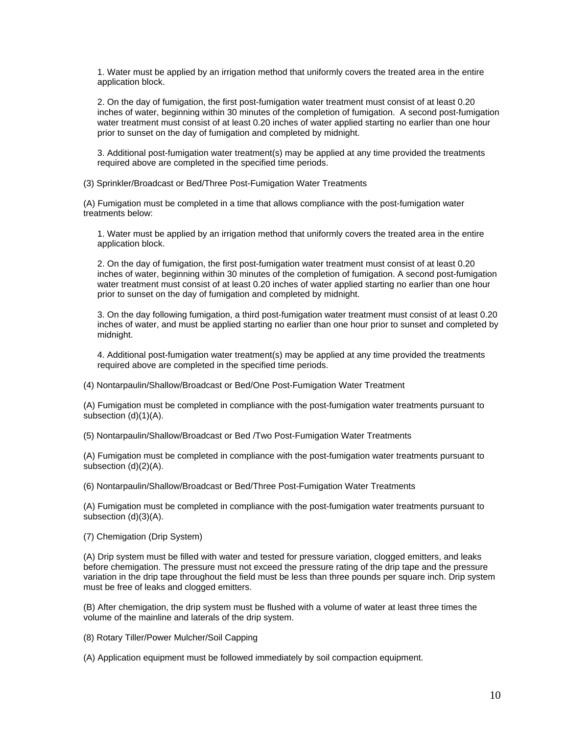1. Water must be applied by an irrigation method that uniformly covers the treated area in the entire application block.

2. On the day of fumigation, the first post-fumigation water treatment must consist of at least 0.20 inches of water, beginning within 30 minutes of the completion of fumigation. A second post-fumigation water treatment must consist of at least 0.20 inches of water applied starting no earlier than one hour prior to sunset on the day of fumigation and completed by midnight.

3. Additional post-fumigation water treatment(s) may be applied at any time provided the treatments required above are completed in the specified time periods.

(3) Sprinkler/Broadcast or Bed/Three Post-Fumigation Water Treatments

(A) Fumigation must be completed in a time that allows compliance with the post-fumigation water treatments below:

1. Water must be applied by an irrigation method that uniformly covers the treated area in the entire application block.

2. On the day of fumigation, the first post-fumigation water treatment must consist of at least 0.20 inches of water, beginning within 30 minutes of the completion of fumigation. A second post-fumigation water treatment must consist of at least 0.20 inches of water applied starting no earlier than one hour prior to sunset on the day of fumigation and completed by midnight.

3. On the day following fumigation, a third post-fumigation water treatment must consist of at least 0.20 inches of water, and must be applied starting no earlier than one hour prior to sunset and completed by midnight.

4. Additional post-fumigation water treatment(s) may be applied at any time provided the treatments required above are completed in the specified time periods.

(4) Nontarpaulin/Shallow/Broadcast or Bed/One Post-Fumigation Water Treatment

(A) Fumigation must be completed in compliance with the post-fumigation water treatments pursuant to subsection (d)(1)(A).

(5) Nontarpaulin/Shallow/Broadcast or Bed /Two Post-Fumigation Water Treatments

(A) Fumigation must be completed in compliance with the post-fumigation water treatments pursuant to subsection (d)(2)(A).

(6) Nontarpaulin/Shallow/Broadcast or Bed/Three Post-Fumigation Water Treatments

(A) Fumigation must be completed in compliance with the post-fumigation water treatments pursuant to subsection (d)(3)(A).

(7) Chemigation (Drip System)

(A) Drip system must be filled with water and tested for pressure variation, clogged emitters, and leaks before chemigation. The pressure must not exceed the pressure rating of the drip tape and the pressure variation in the drip tape throughout the field must be less than three pounds per square inch. Drip system must be free of leaks and clogged emitters.

(B) After chemigation, the drip system must be flushed with a volume of water at least three times the volume of the mainline and laterals of the drip system.

(8) Rotary Tiller/Power Mulcher/Soil Capping

(A) Application equipment must be followed immediately by soil compaction equipment.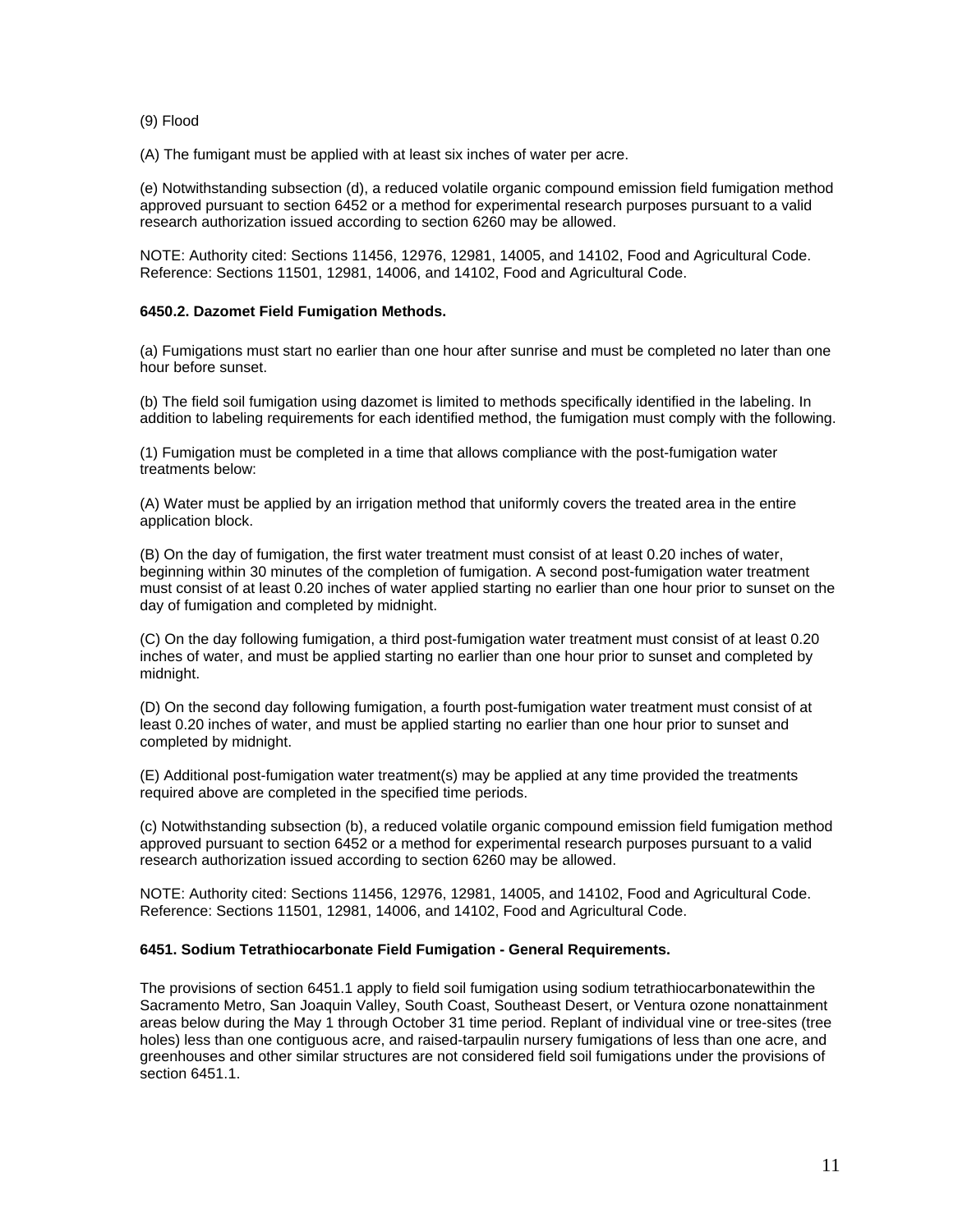(9) Flood

(A) The fumigant must be applied with at least six inches of water per acre.

(e) Notwithstanding subsection (d), a reduced volatile organic compound emission field fumigation method approved pursuant to section 6452 or a method for experimental research purposes pursuant to a valid research authorization issued according to section 6260 may be allowed.

NOTE: Authority cited: Sections 11456, 12976, 12981, 14005, and 14102, Food and Agricultural Code. Reference: Sections 11501, 12981, 14006, and 14102, Food and Agricultural Code.

**6450.2. Dazomet Field Fumigation Methods.**

(a) Fumigations must start no earlier than one hour after sunrise and must be completed no later than one hour before sunset.

(b) The field soil fumigation using dazomet is limited to methods specifically identified in the labeling. In addition to labeling requirements for each identified method, the fumigation must comply with the following.

(1) Fumigation must be completed in a time that allows compliance with the post-fumigation water treatments below:

(A) Water must be applied by an irrigation method that uniformly covers the treated area in the entire application block.

(B) On the day of fumigation, the first water treatment must consist of at least 0.20 inches of water, beginning within 30 minutes of the completion of fumigation. A second post-fumigation water treatment must consist of at least 0.20 inches of water applied starting no earlier than one hour prior to sunset on the day of fumigation and completed by midnight.

(C) On the day following fumigation, a third post-fumigation water treatment must consist of at least 0.20 inches of water, and must be applied starting no earlier than one hour prior to sunset and completed by midnight.

(D) On the second day following fumigation, a fourth post-fumigation water treatment must consist of at least 0.20 inches of water, and must be applied starting no earlier than one hour prior to sunset and completed by midnight.

(E) Additional post-fumigation water treatment(s) may be applied at any time provided the treatments required above are completed in the specified time periods.

(c) Notwithstanding subsection (b), a reduced volatile organic compound emission field fumigation method approved pursuant to section 6452 or a method for experimental research purposes pursuant to a valid research authorization issued according to section 6260 may be allowed.

NOTE: Authority cited: Sections 11456, 12976, 12981, 14005, and 14102, Food and Agricultural Code. Reference: Sections 11501, 12981, 14006, and 14102, Food and Agricultural Code.

**6451. Sodium Tetrathiocarbonate Field Fumigation - General Requirements.**

The provisions of section 6451.1 apply to field soil fumigation using sodium tetrathiocarbonatewithin the Sacramento Metro, San Joaquin Valley, South Coast, Southeast Desert, or Ventura ozone nonattainment areas below during the May 1 through October 31 time period. Replant of individual vine or tree-sites (tree holes) less than one contiguous acre, and raised-tarpaulin nursery fumigations of less than one acre, and greenhouses and other similar structures are not considered field soil fumigations under the provisions of section 6451.1.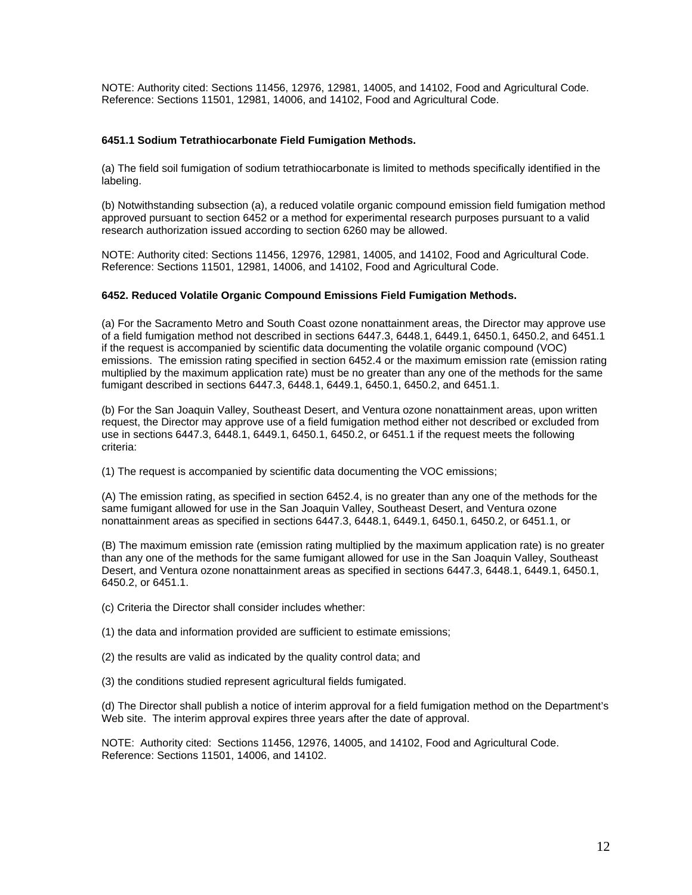NOTE: Authority cited: Sections 11456, 12976, 12981, 14005, and 14102, Food and Agricultural Code. Reference: Sections 11501, 12981, 14006, and 14102, Food and Agricultural Code.

**6451.1 Sodium Tetrathiocarbonate Field Fumigation Methods.**

(a) The field soil fumigation of sodium tetrathiocarbonate is limited to methods specifically identified in the labeling.

(b) Notwithstanding subsection (a), a reduced volatile organic compound emission field fumigation method approved pursuant to section 6452 or a method for experimental research purposes pursuant to a valid research authorization issued according to section 6260 may be allowed.

NOTE: Authority cited: Sections 11456, 12976, 12981, 14005, and 14102, Food and Agricultural Code. Reference: Sections 11501, 12981, 14006, and 14102, Food and Agricultural Code.

**6452. Reduced Volatile Organic Compound Emissions Field Fumigation Methods.**

(a) For the Sacramento Metro and South Coast ozone nonattainment areas, the Director may approve use of a field fumigation method not described in sections 6447.3, 6448.1, 6449.1, 6450.1, 6450.2, and 6451.1 if the request is accompanied by scientific data documenting the volatile organic compound (VOC) emissions. The emission rating specified in section 6452.4 or the maximum emission rate (emission rating multiplied by the maximum application rate) must be no greater than any one of the methods for the same fumigant described in sections 6447.3, 6448.1, 6449.1, 6450.1, 6450.2, and 6451.1.

(b) For the San Joaquin Valley, Southeast Desert, and Ventura ozone nonattainment areas, upon written request, the Director may approve use of a field fumigation method either not described or excluded from use in sections 6447.3, 6448.1, 6449.1, 6450.1, 6450.2, or 6451.1 if the request meets the following criteria:

(1) The request is accompanied by scientific data documenting the VOC emissions;

(A) The emission rating, as specified in section 6452.4, is no greater than any one of the methods for the same fumigant allowed for use in the San Joaquin Valley, Southeast Desert, and Ventura ozone nonattainment areas as specified in sections 6447.3, 6448.1, 6449.1, 6450.1, 6450.2, or 6451.1, or

(B) The maximum emission rate (emission rating multiplied by the maximum application rate) is no greater than any one of the methods for the same fumigant allowed for use in the San Joaquin Valley, Southeast Desert, and Ventura ozone nonattainment areas as specified in sections 6447.3, 6448.1, 6449.1, 6450.1, 6450.2, or 6451.1.

(c) Criteria the Director shall consider includes whether:

(1) the data and information provided are sufficient to estimate emissions;

(2) the results are valid as indicated by the quality control data; and

(3) the conditions studied represent agricultural fields fumigated.

(d) The Director shall publish a notice of interim approval for a field fumigation method on the Department's Web site. The interim approval expires three years after the date of approval.

NOTE: Authority cited: Sections 11456, 12976, 14005, and 14102, Food and Agricultural Code. Reference: Sections 11501, 14006, and 14102.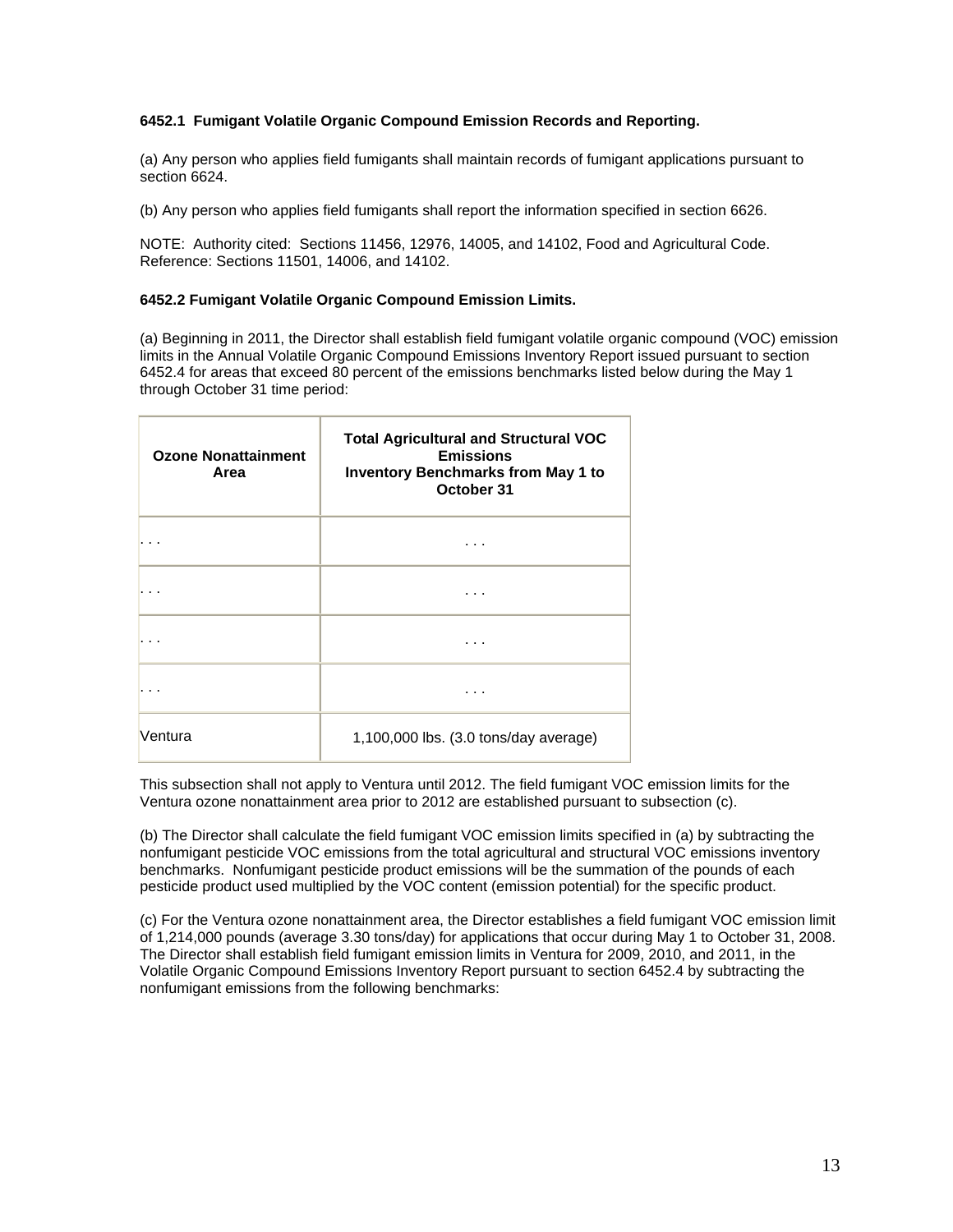**6452.1 Fumigant Volatile Organic Compound Emission Records and Reporting.**

(a) Any person who applies field fumigants shall maintain records of fumigant applications pursuant to section 6624.

(b) Any person who applies field fumigants shall report the information specified in section 6626.

NOTE: Authority cited: Sections 11456, 12976, 14005, and 14102, Food and Agricultural Code. Reference: Sections 11501, 14006, and 14102.

**6452.2 Fumigant Volatile Organic Compound Emission Limits.**

(a) Beginning in 2011, the Director shall establish field fumigant volatile organic compound (VOC) emission limits in the Annual Volatile Organic Compound Emissions Inventory Report issued pursuant to section 6452.4 for areas that exceed 80 percent of the emissions benchmarks listed below during the May 1 through October 31 time period:

| Ozone Nonattainment Area | Total Agricultural and Structural VOC Emissions Inventory Benchmarks from May 1 to October 31 |
|---|---|
| . . . | . . . |
| . . . | . . . |
| . . . | . . . |
| . . . | . . . |
| Ventura | 1,100,000 lbs. (3.0 tons/day average) |

This subsection shall not apply to Ventura until 2012. The field fumigant VOC emission limits for the Ventura ozone nonattainment area prior to 2012 are established pursuant to subsection (c).

(b) The Director shall calculate the field fumigant VOC emission limits specified in (a) by subtracting the nonfumigant pesticide VOC emissions from the total agricultural and structural VOC emissions inventory benchmarks. Nonfumigant pesticide product emissions will be the summation of the pounds of each pesticide product used multiplied by the VOC content (emission potential) for the specific product.

(c) For the Ventura ozone nonattainment area, the Director establishes a field fumigant VOC emission limit of 1,214,000 pounds (average 3.30 tons/day) for applications that occur during May 1 to October 31, 2008. The Director shall establish field fumigant emission limits in Ventura for 2009, 2010, and 2011, in the Volatile Organic Compound Emissions Inventory Report pursuant to section 6452.4 by subtracting the nonfumigant emissions from the following benchmarks: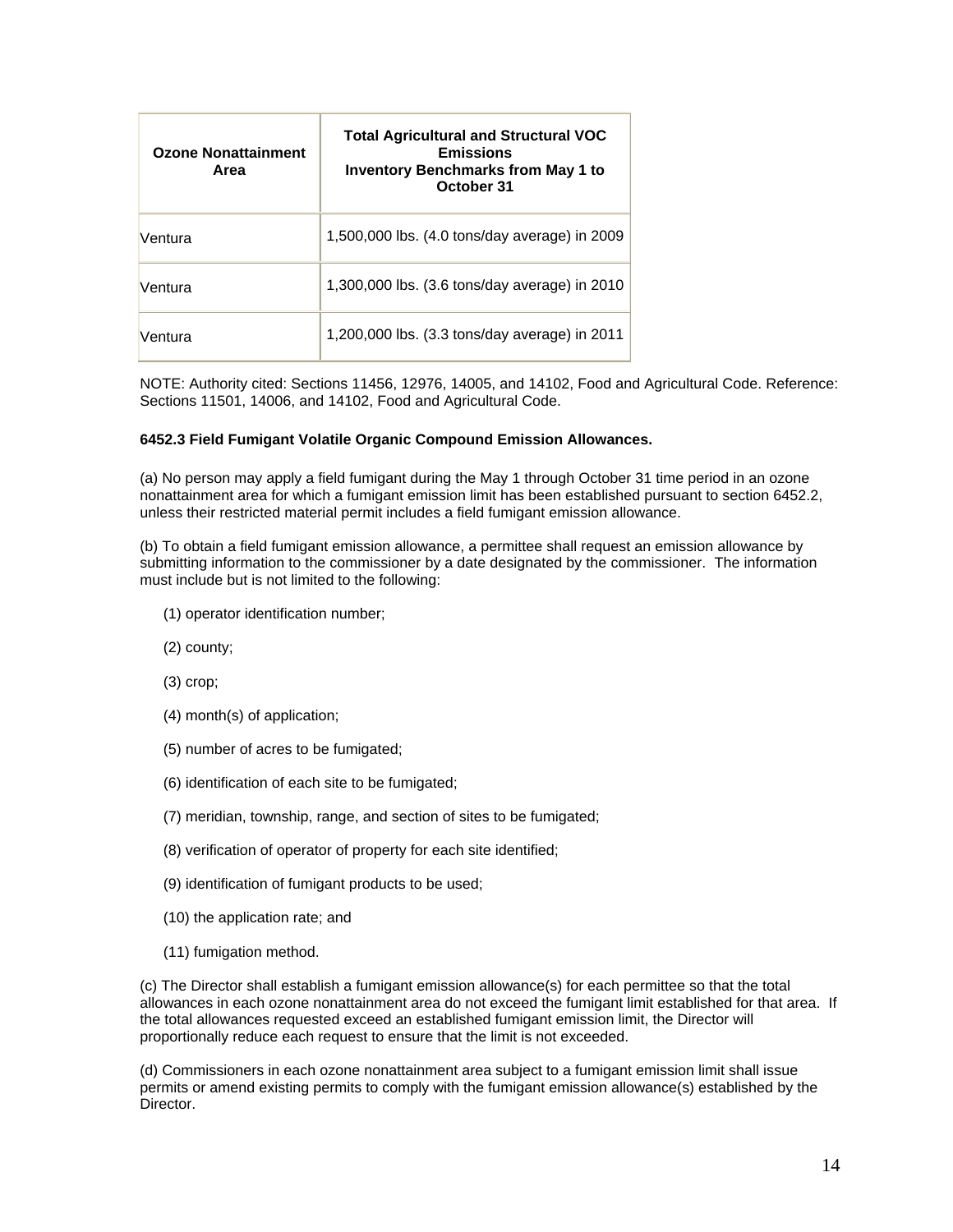| Ozone Nonattainment Area | Total Agricultural and Structural VOC Emissions Inventory Benchmarks from May 1 to October 31 |
|---|---|
| Ventura | 1,500,000 lbs. (4.0 tons/day average) in 2009 |
| Ventura | 1,300,000 lbs. (3.6 tons/day average) in 2010 |
| Ventura | 1,200,000 lbs. (3.3 tons/day average) in 2011 |

NOTE: Authority cited: Sections 11456, 12976, 14005, and 14102, Food and Agricultural Code. Reference: Sections 11501, 14006, and 14102, Food and Agricultural Code.

**6452.3 Field Fumigant Volatile Organic Compound Emission Allowances.**

(a) No person may apply a field fumigant during the May 1 through October 31 time period in an ozone nonattainment area for which a fumigant emission limit has been established pursuant to section 6452.2, unless their restricted material permit includes a field fumigant emission allowance.

(b) To obtain a field fumigant emission allowance, a permittee shall request an emission allowance by submitting information to the commissioner by a date designated by the commissioner. The information must include but is not limited to the following:

(1) operator identification number;

(2) county;

(3) crop;

(4) month(s) of application;

(5) number of acres to be fumigated;

(6) identification of each site to be fumigated;

(7) meridian, township, range, and section of sites to be fumigated;

(8) verification of operator of property for each site identified;

(9) identification of fumigant products to be used;

(10) the application rate; and

(11) fumigation method.

(c) The Director shall establish a fumigant emission allowance(s) for each permittee so that the total allowances in each ozone nonattainment area do not exceed the fumigant limit established for that area. If the total allowances requested exceed an established fumigant emission limit, the Director will proportionally reduce each request to ensure that the limit is not exceeded.

(d) Commissioners in each ozone nonattainment area subject to a fumigant emission limit shall issue permits or amend existing permits to comply with the fumigant emission allowance(s) established by the Director.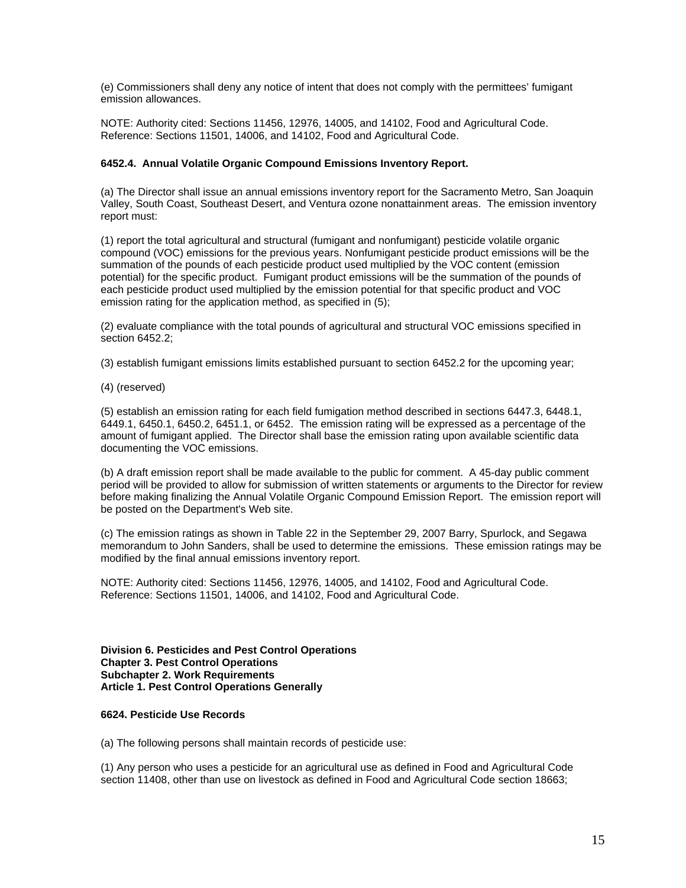(e) Commissioners shall deny any notice of intent that does not comply with the permittees' fumigant emission allowances.

NOTE: Authority cited: Sections 11456, 12976, 14005, and 14102, Food and Agricultural Code. Reference: Sections 11501, 14006, and 14102, Food and Agricultural Code.

**6452.4. Annual Volatile Organic Compound Emissions Inventory Report.**

(a) The Director shall issue an annual emissions inventory report for the Sacramento Metro, San Joaquin Valley, South Coast, Southeast Desert, and Ventura ozone nonattainment areas. The emission inventory report must:

(1) report the total agricultural and structural (fumigant and nonfumigant) pesticide volatile organic compound (VOC) emissions for the previous years. Nonfumigant pesticide product emissions will be the summation of the pounds of each pesticide product used multiplied by the VOC content (emission potential) for the specific product. Fumigant product emissions will be the summation of the pounds of each pesticide product used multiplied by the emission potential for that specific product and VOC emission rating for the application method, as specified in (5);

(2) evaluate compliance with the total pounds of agricultural and structural VOC emissions specified in section 6452.2;

(3) establish fumigant emissions limits established pursuant to section 6452.2 for the upcoming year;

(4) (reserved)

(5) establish an emission rating for each field fumigation method described in sections 6447.3, 6448.1, 6449.1, 6450.1, 6450.2, 6451.1, or 6452. The emission rating will be expressed as a percentage of the amount of fumigant applied. The Director shall base the emission rating upon available scientific data documenting the VOC emissions.

(b) A draft emission report shall be made available to the public for comment. A 45-day public comment period will be provided to allow for submission of written statements or arguments to the Director for review before making finalizing the Annual Volatile Organic Compound Emission Report. The emission report will be posted on the Department's Web site.

(c) The emission ratings as shown in Table 22 in the September 29, 2007 Barry, Spurlock, and Segawa memorandum to John Sanders, shall be used to determine the emissions. These emission ratings may be modified by the final annual emissions inventory report.

NOTE: Authority cited: Sections 11456, 12976, 14005, and 14102, Food and Agricultural Code. Reference: Sections 11501, 14006, and 14102, Food and Agricultural Code.

**Division 6. Pesticides and Pest Control Operations**
**Chapter 3. Pest Control Operations**
**Subchapter 2. Work Requirements**
**Article 1. Pest Control Operations Generally**

**6624. Pesticide Use Records**

(a) The following persons shall maintain records of pesticide use:

(1) Any person who uses a pesticide for an agricultural use as defined in Food and Agricultural Code section 11408, other than use on livestock as defined in Food and Agricultural Code section 18663;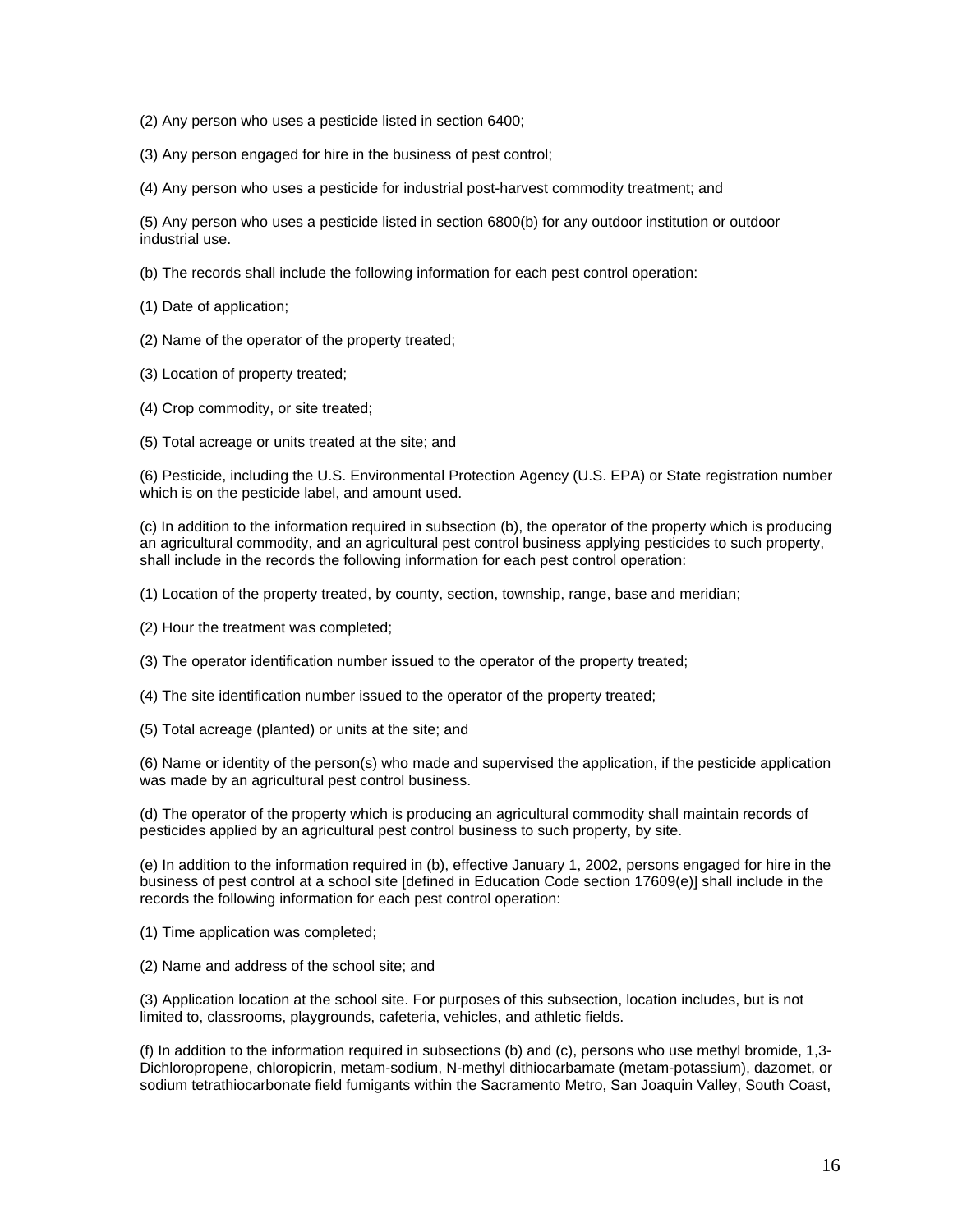(2) Any person who uses a pesticide listed in section 6400;

(3) Any person engaged for hire in the business of pest control;

(4) Any person who uses a pesticide for industrial post-harvest commodity treatment; and

(5) Any person who uses a pesticide listed in section 6800(b) for any outdoor institution or outdoor industrial use.

(b) The records shall include the following information for each pest control operation:

(1) Date of application;

(2) Name of the operator of the property treated;

(3) Location of property treated;

(4) Crop commodity, or site treated;

(5) Total acreage or units treated at the site; and

(6) Pesticide, including the U.S. Environmental Protection Agency (U.S. EPA) or State registration number which is on the pesticide label, and amount used.

(c) In addition to the information required in subsection (b), the operator of the property which is producing an agricultural commodity, and an agricultural pest control business applying pesticides to such property, shall include in the records the following information for each pest control operation:

(1) Location of the property treated, by county, section, township, range, base and meridian;

(2) Hour the treatment was completed;

(3) The operator identification number issued to the operator of the property treated;

(4) The site identification number issued to the operator of the property treated;

(5) Total acreage (planted) or units at the site; and

(6) Name or identity of the person(s) who made and supervised the application, if the pesticide application was made by an agricultural pest control business.

(d) The operator of the property which is producing an agricultural commodity shall maintain records of pesticides applied by an agricultural pest control business to such property, by site.

(e) In addition to the information required in (b), effective January 1, 2002, persons engaged for hire in the business of pest control at a school site [defined in Education Code section 17609(e)] shall include in the records the following information for each pest control operation:

(1) Time application was completed;

(2) Name and address of the school site; and

(3) Application location at the school site. For purposes of this subsection, location includes, but is not limited to, classrooms, playgrounds, cafeteria, vehicles, and athletic fields.

(f) In addition to the information required in subsections (b) and (c), persons who use methyl bromide, 1,3-Dichloropropene, chloropicrin, metam-sodium, N-methyl dithiocarbamate (metam-potassium), dazomet, or sodium tetrathiocarbonate field fumigants within the Sacramento Metro, San Joaquin Valley, South Coast,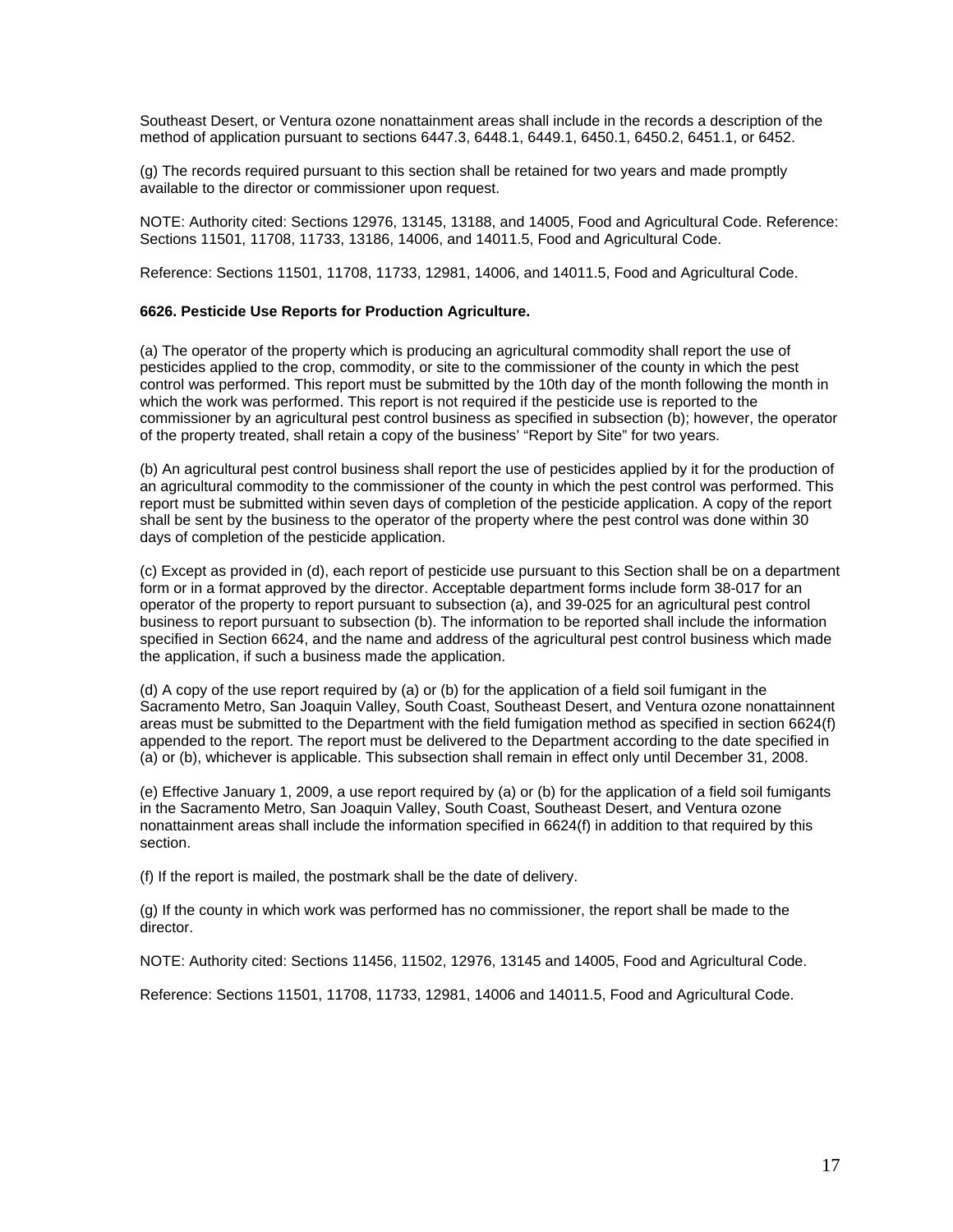Southeast Desert, or Ventura ozone nonattainment areas shall include in the records a description of the method of application pursuant to sections 6447.3, 6448.1, 6449.1, 6450.1, 6450.2, 6451.1, or 6452.

(g) The records required pursuant to this section shall be retained for two years and made promptly available to the director or commissioner upon request.

NOTE: Authority cited: Sections 12976, 13145, 13188, and 14005, Food and Agricultural Code. Reference: Sections 11501, 11708, 11733, 13186, 14006, and 14011.5, Food and Agricultural Code.

Reference: Sections 11501, 11708, 11733, 12981, 14006, and 14011.5, Food and Agricultural Code.

**6626. Pesticide Use Reports for Production Agriculture.**

(a) The operator of the property which is producing an agricultural commodity shall report the use of pesticides applied to the crop, commodity, or site to the commissioner of the county in which the pest control was performed. This report must be submitted by the 10th day of the month following the month in which the work was performed. This report is not required if the pesticide use is reported to the commissioner by an agricultural pest control business as specified in subsection (b); however, the operator of the property treated, shall retain a copy of the business' "Report by Site" for two years.

(b) An agricultural pest control business shall report the use of pesticides applied by it for the production of an agricultural commodity to the commissioner of the county in which the pest control was performed. This report must be submitted within seven days of completion of the pesticide application. A copy of the report shall be sent by the business to the operator of the property where the pest control was done within 30 days of completion of the pesticide application.

(c) Except as provided in (d), each report of pesticide use pursuant to this Section shall be on a department form or in a format approved by the director. Acceptable department forms include form 38-017 for an operator of the property to report pursuant to subsection (a), and 39-025 for an agricultural pest control business to report pursuant to subsection (b). The information to be reported shall include the information specified in Section 6624, and the name and address of the agricultural pest control business which made the application, if such a business made the application.

(d) A copy of the use report required by (a) or (b) for the application of a field soil fumigant in the Sacramento Metro, San Joaquin Valley, South Coast, Southeast Desert, and Ventura ozone nonattainnent areas must be submitted to the Department with the field fumigation method as specified in section 6624(f) appended to the report. The report must be delivered to the Department according to the date specified in (a) or (b), whichever is applicable. This subsection shall remain in effect only until December 31, 2008.

(e) Effective January 1, 2009, a use report required by (a) or (b) for the application of a field soil fumigants in the Sacramento Metro, San Joaquin Valley, South Coast, Southeast Desert, and Ventura ozone nonattainment areas shall include the information specified in 6624(f) in addition to that required by this section.

(f) If the report is mailed, the postmark shall be the date of delivery.

(g) If the county in which work was performed has no commissioner, the report shall be made to the director.

NOTE: Authority cited: Sections 11456, 11502, 12976, 13145 and 14005, Food and Agricultural Code.

Reference: Sections 11501, 11708, 11733, 12981, 14006 and 14011.5, Food and Agricultural Code.